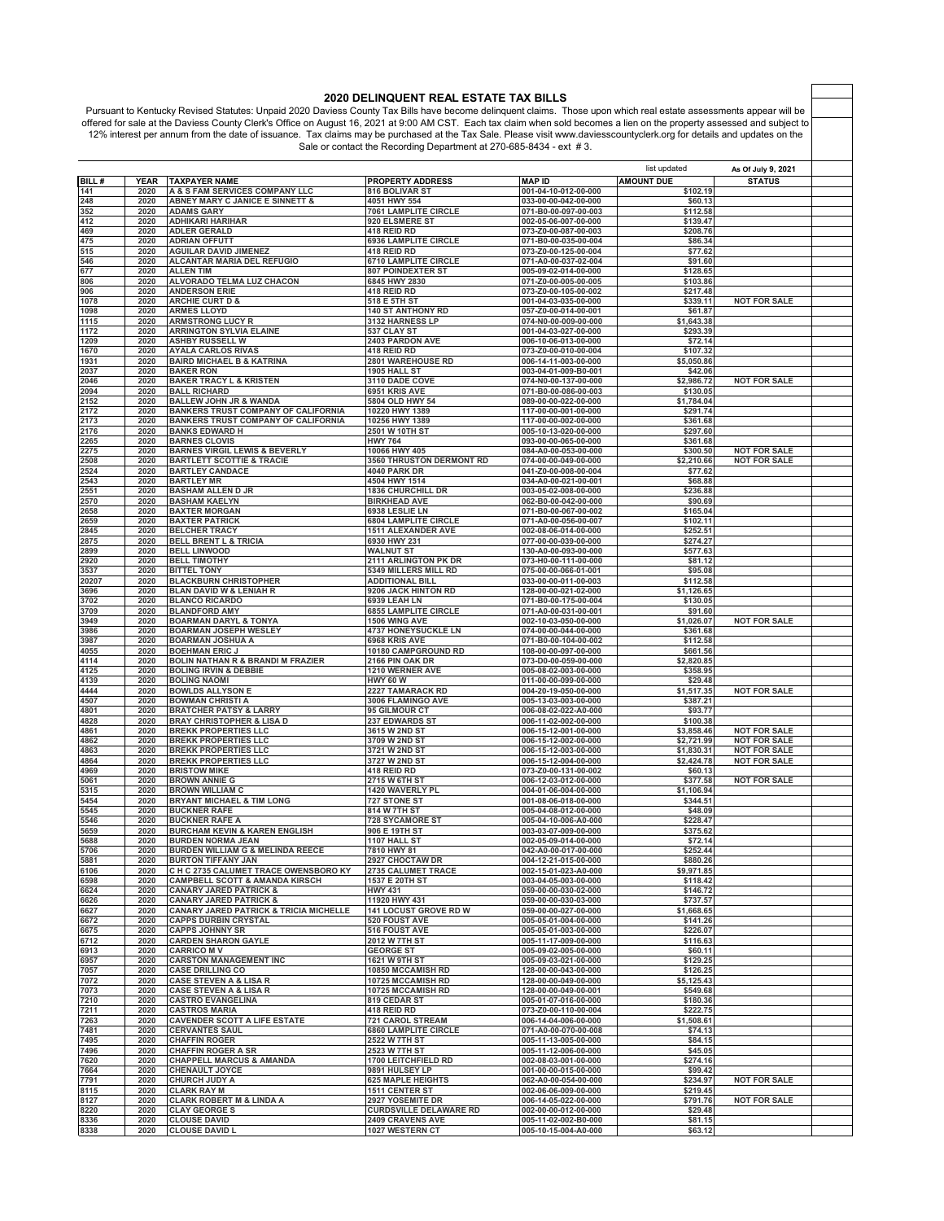# 2020 DELINQUENT REAL ESTATE TAX BILLS

Pursuant to Kentucky Revised Statutes: Unpaid 2020 Daviess County Tax Bills have become delinquent claims. Those upon which real estate assessments appear will be offered for sale at the Daviess County Clerk's Office on August 16, 2021 at 9:00 AM CST. Each tax claim when sold becomes a lien on the property assessed and subject to 12% interest per annum from the date of issuance. Tax claims may be purchased at the Tax Sale. Please visit www.daviesscountyclerk.org for details and updates on the Sale or contact the Recording Department at 270-685-8434 - ext # 3.

| BILL # | YEAR | TAXPAYER NAME | PROPERTY ADDRESS | MAP ID | list updated AMOUNT DUE | As Of July 9, 2021 STATUS |
|---|---|---|---|---|---|---|
| 141 | 2020 | A & S FAM SERVICES COMPANY LLC | 816 BOLIVAR ST | 001-04-10-012-00-000 | $102.19 | |
| 248 | 2020 | ABNEY MARY C JANICE E SINNETT & | 4051 HWY 554 | 033-00-00-042-00-000 | $60.13 | |
| 352 | 2020 | ADAMS GARY | 7061 LAMPLITE CIRCLE | 071-B0-00-097-00-003 | $112.58 | |
| 412 | 2020 | ADHIKARI HARIHAR | 920 ELSMERE ST | 002-05-06-007-00-000 | $139.47 | |
| 469 | 2020 | ADLER GERALD | 418 REID RD | 073-Z0-00-087-00-003 | $208.76 | |
| 475 | 2020 | ADRIAN OFFUTT | 6936 LAMPLITE CIRCLE | 071-B0-00-035-00-004 | $86.34 | |
| 515 | 2020 | AGUILAR DAVID JIMENEZ | 418 REID RD | 073-Z0-00-125-00-004 | $77.62 | |
| 546 | 2020 | ALCANTAR MARIA DEL REFUGIO | 6710 LAMPLITE CIRCLE | 071-A0-00-037-02-004 | $91.60 | |
| 677 | 2020 | ALLEN TIM | 807 POINDEXTER ST | 005-09-02-014-00-000 | $128.65 | |
| 806 | 2020 | ALVORADO TELMA LUZ CHACON | 6845 HWY 2830 | 071-Z0-00-005-00-005 | $103.86 | |
| 906 | 2020 | ANDERSON ERIE | 418 REID RD | 073-Z0-00-105-00-002 | $217.48 | |
| 1078 | 2020 | ARCHIE CURT D & | 518 E 5TH ST | 001-04-03-035-00-000 | $339.11 | NOT FOR SALE |
| 1098 | 2020 | ARMES LLOYD | 140 ST ANTHONY RD | 057-Z0-00-014-00-001 | $61.87 | |
| 1115 | 2020 | ARMSTRONG LUCY R | 3132 HARNESS LP | 074-N0-00-009-00-000 | $1,643.38 | |
| 1172 | 2020 | ARRINGTON SYLVIA ELAINE | 537 CLAY ST | 001-04-03-027-00-000 | $293.39 | |
| 1209 | 2020 | ASHBY RUSSELL W | 2403 PARDON AVE | 006-10-06-013-00-000 | $72.14 | |
| 1670 | 2020 | AYALA CARLOS RIVAS | 418 REID RD | 073-Z0-00-010-00-004 | $107.32 | |
| 1931 | 2020 | BAIRD MICHAEL B & KATRINA | 2801 WAREHOUSE RD | 006-14-11-003-00-000 | $5,050.86 | |
| 2037 | 2020 | BAKER RON | 1905 HALL ST | 003-04-01-009-B0-001 | $42.06 | |
| 2046 | 2020 | BAKER TRACY L & KRISTEN | 3110 DADE COVE | 074-N0-00-137-00-000 | $2,986.72 | NOT FOR SALE |
| 2094 | 2020 | BALL RICHARD | 6951 KRIS AVE | 071-B0-00-086-00-003 | $130.05 | |
| 2152 | 2020 | BALLEW JOHN JR & WANDA | 5804 OLD HWY 54 | 089-00-00-022-00-000 | $1,784.04 | |
| 2172 | 2020 | BANKERS TRUST COMPANY OF CALIFORNIA | 10220 HWY 1389 | 117-00-00-001-00-000 | $291.74 | |
| 2173 | 2020 | BANKERS TRUST COMPANY OF CALIFORNIA | 10256 HWY 1389 | 117-00-00-002-00-000 | $361.68 | |
| 2176 | 2020 | BANKS EDWARD H | 2501 W 10TH ST | 005-10-13-020-00-000 | $297.60 | |
| 2265 | 2020 | BARNES CLOVIS | HWY 764 | 093-00-00-065-00-000 | $361.68 | |
| 2275 | 2020 | BARNES VIRGIL LEWIS & BEVERLY | 10066 HWY 405 | 084-A0-00-053-00-000 | $300.50 | NOT FOR SALE |
| 2508 | 2020 | BARTLETT SCOTTIE & TRACIE | 3560 THRUSTON DERMONT RD | 074-00-00-049-00-000 | $2,210.66 | NOT FOR SALE |
| 2524 | 2020 | BARTLEY CANDACE | 4040 PARK DR | 041-Z0-00-008-00-004 | $77.62 | |
| 2543 | 2020 | BARTLEY MR | 4504 HWY 1514 | 034-A0-00-021-00-001 | $68.88 | |
| 2551 | 2020 | BASHAM ALLEN D JR | 1836 CHURCHILL DR | 003-05-02-008-00-000 | $236.88 | |
| 2570 | 2020 | BASHAM KAELYN | BIRKHEAD AVE | 062-B0-00-042-00-000 | $90.69 | |
| 2658 | 2020 | BAXTER MORGAN | 6938 LESLIE LN | 071-B0-00-067-00-002 | $165.04 | |
| 2659 | 2020 | BAXTER PATRICK | 6804 LAMPLITE CIRCLE | 071-A0-00-056-00-007 | $102.11 | |
| 2845 | 2020 | BELCHER TRACY | 1511 ALEXANDER AVE | 002-08-06-014-00-000 | $252.51 | |
| 2875 | 2020 | BELL BRENT L & TRICIA | 6930 HWY 231 | 077-00-00-039-00-000 | $274.27 | |
| 2899 | 2020 | BELL LINWOOD | WALNUT ST | 130-A0-00-093-00-000 | $577.63 | |
| 2920 | 2020 | BELL TIMOTHY | 2111 ARLINGTON PK DR | 073-H0-00-111-00-000 | $81.12 | |
| 3537 | 2020 | BITTEL TONY | 5349 MILLERS MILL RD | 075-00-00-066-01-001 | $95.08 | |
| 20207 | 2020 | BLACKBURN CHRISTOPHER | ADDITIONAL BILL | 033-00-00-011-00-003 | $112.58 | |
| 3696 | 2020 | BLAN DAVID W & LENIAH R | 9206 JACK HINTON RD | 128-00-00-021-02-000 | $1,126.65 | |
| 3702 | 2020 | BLANCO RICARDO | 6939 LEAH LN | 071-B0-00-175-00-004 | $130.05 | |
| 3709 | 2020 | BLANDFORD AMY | 6855 LAMPLITE CIRCLE | 071-A0-00-031-00-001 | $91.60 | |
| 3949 | 2020 | BOARMAN DARYL & TONYA | 1506 WING AVE | 002-10-03-050-00-000 | $1,026.07 | NOT FOR SALE |
| 3986 | 2020 | BOARMAN JOSEPH WESLEY | 4737 HONEYSUCKLE LN | 074-00-00-044-00-000 | $361.68 | |
| 3987 | 2020 | BOARMAN JOSHUA A | 6968 KRIS AVE | 071-B0-00-104-00-002 | $112.58 | |
| 4055 | 2020 | BOEHMAN ERIC J | 10180 CAMPGROUND RD | 108-00-00-097-00-000 | $661.56 | |
| 4114 | 2020 | BOLIN NATHAN R & BRANDI M FRAZIER | 2166 PIN OAK DR | 073-D0-00-059-00-000 | $2,820.85 | |
| 4125 | 2020 | BOLING IRVIN & DEBBIE | 1210 WERNER AVE | 005-08-02-003-00-000 | $358.95 | |
| 4139 | 2020 | BOLING NAOMI | HWY 60 W | 011-00-00-099-00-000 | $29.48 | |
| 4444 | 2020 | BOWLDS ALLYSON E | 2227 TAMARACK RD | 004-20-19-050-00-000 | $1,517.35 | NOT FOR SALE |
| 4507 | 2020 | BOWMAN CHRISTI A | 3006 FLAMINGO AVE | 005-13-03-003-00-000 | $387.21 | |
| 4801 | 2020 | BRATCHER PATSY & LARRY | 95 GILMOUR CT | 006-08-02-022-A0-000 | $93.77 | |
| 4828 | 2020 | BRAY CHRISTOPHER & LISA D | 237 EDWARDS ST | 006-11-02-002-00-000 | $100.38 | |
| 4861 | 2020 | BREKK PROPERTIES LLC | 3615 W 2ND ST | 006-15-12-001-00-000 | $3,858.46 | NOT FOR SALE |
| 4862 | 2020 | BREKK PROPERTIES LLC | 3709 W 2ND ST | 006-15-12-002-00-000 | $2,721.99 | NOT FOR SALE |
| 4863 | 2020 | BREKK PROPERTIES LLC | 3721 W 2ND ST | 006-15-12-003-00-000 | $1,830.31 | NOT FOR SALE |
| 4864 | 2020 | BREKK PROPERTIES LLC | 3727 W 2ND ST | 006-15-12-004-00-000 | $2,424.78 | NOT FOR SALE |
| 4969 | 2020 | BRISTOW MIKE | 418 REID RD | 073-Z0-00-131-00-002 | $60.13 | |
| 5061 | 2020 | BROWN ANNIE G | 2715 W 6TH ST | 006-12-03-012-00-000 | $377.58 | NOT FOR SALE |
| 5315 | 2020 | BROWN WILLIAM C | 1420 WAVERLY PL | 004-01-06-004-00-000 | $1,106.94 | |
| 5454 | 2020 | BRYANT MICHAEL & TIM LONG | 727 STONE ST | 001-08-06-018-00-000 | $344.51 | |
| 5545 | 2020 | BUCKNER RAFE | 814 W 7TH ST | 005-04-08-012-00-000 | $48.09 | |
| 5546 | 2020 | BUCKNER RAFE A | 728 SYCAMORE ST | 005-04-10-006-A0-000 | $228.47 | |
| 5659 | 2020 | BURCHAM KEVIN & KAREN ENGLISH | 906 E 19TH ST | 003-03-07-009-00-000 | $375.62 | |
| 5688 | 2020 | BURDEN NORMA JEAN | 1107 HALL ST | 002-05-09-014-00-000 | $72.14 | |
| 5706 | 2020 | BURDEN WILLIAM G & MELINDA REECE | 7810 HWY 81 | 042-A0-00-017-00-000 | $252.44 | |
| 5881 | 2020 | BURTON TIFFANY JAN | 2927 CHOCTAW DR | 004-12-21-015-00-000 | $880.26 | |
| 6106 | 2020 | C H C 2735 CALUMET TRACE OWENSBORO KY | 2735 CALUMET TRACE | 002-15-01-023-A0-000 | $9,971.85 | |
| 6598 | 2020 | CAMPBELL SCOTT & AMANDA KIRSCH | 1537 E 20TH ST | 003-04-05-003-00-000 | $118.42 | |
| 6624 | 2020 | CANARY JARED PATRICK & | HWY 431 | 059-00-00-030-02-000 | $146.72 | |
| 6626 | 2020 | CANARY JARED PATRICK & | 11920 HWY 431 | 059-00-00-030-03-000 | $737.57 | |
| 6627 | 2020 | CANARY JARED PATRICK & TRICIA MICHELLE | 141 LOCUST GROVE RD W | 059-00-00-027-00-000 | $1,668.65 | |
| 6672 | 2020 | CAPPS DURBIN CRYSTAL | 520 FOUST AVE | 005-05-01-004-00-000 | $141.26 | |
| 6675 | 2020 | CAPPS JOHNNY SR | 516 FOUST AVE | 005-05-01-003-00-000 | $226.07 | |
| 6712 | 2020 | CARDEN SHARON GAYLE | 2012 W 7TH ST | 005-11-17-009-00-000 | $116.63 | |
| 6913 | 2020 | CARRICO M V | GEORGE ST | 005-09-02-005-00-000 | $60.11 | |
| 6957 | 2020 | CARSTON MANAGEMENT INC | 1621 W 9TH ST | 005-09-03-021-00-000 | $129.25 | |
| 7057 | 2020 | CASE DRILLING CO | 10850 MCCAMISH RD | 128-00-00-043-00-000 | $126.25 | |
| 7072 | 2020 | CASE STEVEN A & LISA R | 10725 MCCAMISH RD | 128-00-00-049-00-000 | $5,125.43 | |
| 7073 | 2020 | CASE STEVEN A & LISA R | 10725 MCCAMISH RD | 128-00-00-049-00-001 | $549.68 | |
| 7210 | 2020 | CASTRO EVANGELINA | 819 CEDAR ST | 005-01-07-016-00-000 | $180.36 | |
| 7211 | 2020 | CASTROS MARIA | 418 REID RD | 073-Z0-00-110-00-004 | $222.75 | |
| 7263 | 2020 | CAVENDER SCOTT A LIFE ESTATE | 721 CAROL STREAM | 006-14-04-006-00-000 | $1,508.61 | |
| 7481 | 2020 | CERVANTES SAUL | 6860 LAMPLITE CIRCLE | 071-A0-00-070-00-008 | $74.13 | |
| 7495 | 2020 | CHAFFIN ROGER | 2522 W 7TH ST | 005-11-13-005-00-000 | $84.15 | |
| 7496 | 2020 | CHAFFIN ROGER A SR | 2523 W 7TH ST | 005-11-12-006-00-000 | $45.05 | |
| 7620 | 2020 | CHAPPELL MARCUS & AMANDA | 1700 LEITCHFIELD RD | 002-08-03-001-00-000 | $274.16 | |
| 7664 | 2020 | CHENAULT JOYCE | 9891 HULSEY LP | 001-00-00-015-00-000 | $99.42 | |
| 7791 | 2020 | CHURCH JUDY A | 625 MAPLE HEIGHTS | 062-A0-00-054-00-000 | $234.97 | NOT FOR SALE |
| 8115 | 2020 | CLARK RAY M | 1511 CENTER ST | 002-06-06-009-00-000 | $219.45 | |
| 8127 | 2020 | CLARK ROBERT M & LINDA A | 2927 YOSEMITE DR | 006-14-05-022-00-000 | $791.76 | NOT FOR SALE |
| 8220 | 2020 | CLAY GEORGE S | CURDSVILLE DELAWARE RD | 002-00-00-012-00-000 | $29.48 | |
| 8336 | 2020 | CLOUSE DAVID | 2409 CRAVENS AVE | 005-11-02-002-B0-000 | $81.15 | |
| 8338 | 2020 | CLOUSE DAVID L | 1027 WESTERN CT | 005-10-15-004-A0-000 | $63.12 | |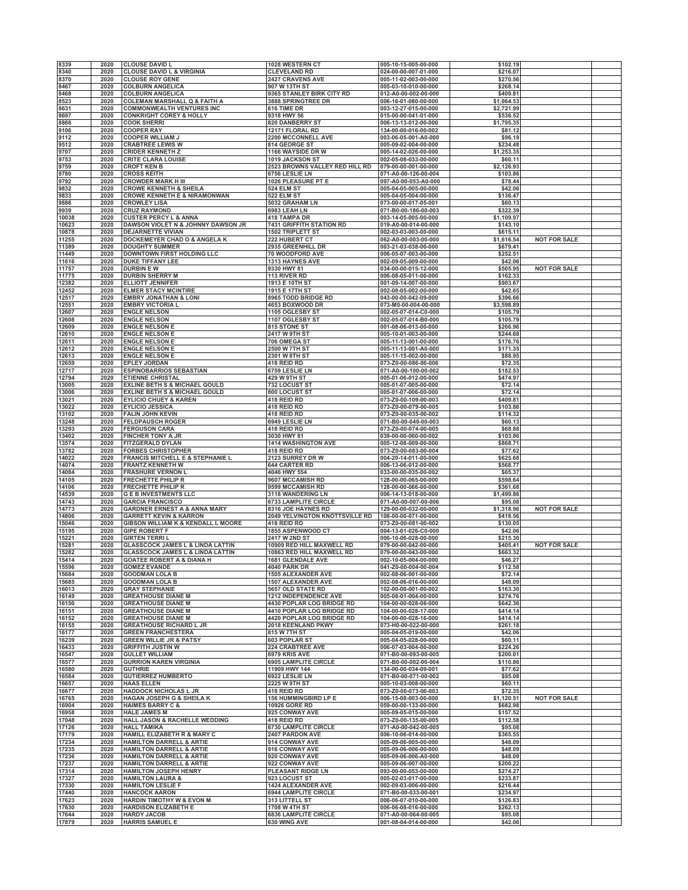| | | | | | | | |
|---|---|---|---|---|---|---|---|
| 8339 | 2020 | CLOUSE DAVID L | 1028 WESTERN CT | 005-10-15-005-00-000 | $102.19 | | |
| 8340 | 2020 | CLOUSE DAVID L & VIRGINIA | CLEVELAND RD | 024-00-00-007-01-000 | $216.07 | | |
| 8370 | 2020 | CLOUSE ROY GENE | 2427 CRAVENS AVE | 005-11-02-003-00-000 | $270.56 | | |
| 8467 | 2020 | COLBURN ANGELICA | 907 W 13TH ST | 005-03-10-010-00-000 | $268.14 | | |
| 8468 | 2020 | COLBURN ANGELICA | 9365 STANLEY BIRK CITY RD | 012-A0-00-002-00-000 | $409.81 | | |
| 8523 | 2020 | COLEMAN MARSHALL Q & FAITH A | 3888 SPRINGTREE DR | 006-16-01-080-00-000 | $1,064.53 | | |
| 8631 | 2020 | COMMONWEALTH VENTURES INC | 616 TIME DR | 003-12-27-015-00-000 | $2,721.99 | | |
| 8697 | 2020 | CONKRIGHT COREY & HOLLY | 9318 HWY 56 | 015-00-00-041-01-000 | $536.52 | | |
| 8866 | 2020 | COOK SHERRI | 820 DANBERRY ST | 006-13-13-012-00-000 | $1,795.35 | | |
| 9106 | 2020 | COOPER RAY | 12171 FLORAL RD | 134-00-00-016-00-002 | $81.12 | | |
| 9112 | 2020 | COOPER WILLIAM J | 2200 MCCONNELL AVE | 003-06-05-001-A0-000 | $96.19 | | |
| 9512 | 2020 | CRABTREE LEWIS W | 814 GEORGE ST | 005-09-02-004-00-000 | $234.48 | | |
| 9707 | 2020 | CRIDER KENNETH Z | 1166 WAYSIDE DR W | 005-14-02-026-00-000 | $1,253.35 | | |
| 9753 | 2020 | CRITE CLARA LOUISE | 1019 JACKSON ST | 002-05-08-033-00-000 | $60.11 | | |
| 9759 | 2020 | CROFT KEN B | 2523 BROWNS VALLEY RED HILL RD | 079-00-00-001-00-000 | $2,126.93 | | |
| 9780 | 2020 | CROSS KEITH | 6756 LESLIE LN | 071-A0-00-126-00-004 | $103.86 | | |
| 9792 | 2020 | CROWDER MARK H III | 1026 PLEASURE PT E | 097-A0-00-053-A0-000 | $78.44 | | |
| 9832 | 2020 | CROWE KENNETH & SHEILA | 524 ELM ST | 005-04-05-005-00-000 | $42.06 | | |
| 9833 | 2020 | CROWE KENNETH E & NIRAMONWAN | 522 ELM ST | 005-04-05-004-00-000 | $136.47 | | |
| 9886 | 2020 | CROWLEY LISA | 5032 GRAHAM LN | 073-00-00-017-05-001 | $60.13 | | |
| 9939 | 2020 | CRUZ RAYMOND | 6983 LEAH LN | 071-B0-00-186-00-003 | $322.39 | | |
| 10038 | 2020 | CUSTER PERCY L & ANNA | 418 TAMPA DR | 003-14-05-005-00-000 | $1,109.97 | | |
| 10623 | 2020 | DAWSON VIOLET N & JOHNNY DAWSON JR | 7431 GRIFFITH STATION RD | 019-A0-00-014-00-000 | $143.10 | | |
| 10878 | 2020 | DEJARNETTE VIVIAN | 1502 TRIPLETT ST | 002-03-03-003-00-000 | $615.11 | | |
| 11255 | 2020 | DOCKEMEYER CHAD O & ANGELA K | 222 HUBERT CT | 062-A0-00-003-00-000 | $1,616.54 | NOT FOR SALE | |
| 11389 | 2020 | DOUGHTY SUMMER | 2935 GREENHILL DR | 003-21-03-038-00-000 | $679.41 | | |
| 11449 | 2020 | DOWNTOWN FIRST HOLDING LLC | 70 WOODFORD AVE | 006-05-07-003-00-000 | $252.51 | | |
| 11616 | 2020 | DUKE TIFFANY LEE | 1313 HAYNES AVE | 002-09-05-009-00-000 | $42.06 | | |
| 11757 | 2020 | DURBIN E W | 9330 HWY 81 | 034-00-00-015-12-000 | $505.95 | NOT FOR SALE | |
| 11775 | 2020 | DURBIN SHERRY M | 113 RIVER RD | 006-08-05-011-00-000 | $162.33 | | |
| 12382 | 2020 | ELLIOTT JENNIFER | 1913 E 10TH ST | 001-09-14-007-00-000 | $903.67 | | |
| 12452 | 2020 | ELMER STACY MCINTIRE | 1915 E 17TH ST | 002-08-05-002-00-000 | $42.65 | | |
| 12517 | 2020 | EMBRY JONATHAN & LONI | 8965 TODD BRIDGE RD | 043-00-00-042-09-000 | $396.66 | | |
| 12551 | 2020 | EMBRY VICTORIA L | 4653 BOXWOOD DR | 073-M0-00-004-00-000 | $3,598.89 | | |
| 12607 | 2020 | ENGLE NELSON | 1105 OGLESBY ST | 002-05-07-014-C0-000 | $105.79 | | |
| 12608 | 2020 | ENGLE NELSON | 1107 OGLESBY ST | 002-05-07-014-B0-000 | $105.79 | | |
| 12609 | 2020 | ENGLE NELSON E | 815 STONE ST | 001-08-06-013-00-000 | $266.96 | | |
| 12610 | 2020 | ENGLE NELSON E | 2417 W 9TH ST | 005-10-01-003-00-000 | $244.68 | | |
| 12611 | 2020 | ENGLE NELSON E | 706 OMEGA ST | 005-11-13-001-00-000 | $176.76 | | |
| 12612 | 2020 | ENGLE NELSON E | 2500 W 7TH ST | 005-11-13-001-A0-000 | $171.35 | | |
| 12613 | 2020 | ENGLE NELSON E | 2301 W 8TH ST | 005-11-15-002-00-000 | $88.95 | | |
| 12659 | 2020 | EPLEY JORDAN | 418 REID RD | 073-Z0-00-086-00-006 | $72.35 | | |
| 12717 | 2020 | ESPINOBARRIOS SEBASTIAN | 6759 LESLIE LN | 071-A0-00-100-00-002 | $182.53 | | |
| 12794 | 2020 | ETIENNE CHRISTAL | 429 W 9TH ST | 005-01-06-012-00-000 | $474.97 | | |
| 13005 | 2020 | EXLINE BETH S & MICHAEL GOULD | 732 LOCUST ST | 005-01-07-005-00-000 | $72.14 | | |
| 13006 | 2020 | EXLINE BETH S & MICHAEL GOULD | 800 LOCUST ST | 005-01-07-006-00-000 | $72.14 | | |
| 13021 | 2020 | EYLICIO CHUEY & KAREN | 418 REID RD | 073-Z0-00-109-00-003 | $409.81 | | |
| 13022 | 2020 | EYLICIO JESSICA | 418 REID RD | 073-Z0-00-079-00-005 | $103.86 | | |
| 13102 | 2020 | FALIN JOHN KEVIN | 418 REID RD | 073-Z0-00-035-00-002 | $114.32 | | |
| 13248 | 2020 | FELDPAUSCH ROGER | 6949 LESLIE LN | 071-B0-00-049-00-003 | $60.13 | | |
| 13293 | 2020 | FERGUSON CARA | 418 REID RD | 073-Z0-00-074-00-005 | $68.88 | | |
| 13402 | 2020 | FINCHER TONY A JR | 3030 HWY 81 | 039-00-00-060-00-002 | $103.86 | | |
| 13574 | 2020 | FITZGERALD DYLAN | 1414 WASHINGTON AVE | 005-12-08-009-00-000 | $868.71 | | |
| 13782 | 2020 | FORBES CHRISTOPHER | 418 REID RD | 073-Z0-00-083-00-004 | $77.62 | | |
| 14022 | 2020 | FRANCIS MITCHELL E & STEPHANIE L | 2123 SURREY DR W | 004-20-14-011-00-000 | $625.68 | | |
| 14074 | 2020 | FRANTZ KENNETH W | 644 CARTER RD | 006-13-06-012-00-000 | $568.77 | | |
| 14084 | 2020 | FRASHURE VERNON L | 4046 HWY 554 | 033-00-00-035-00-002 | $65.37 | | |
| 14105 | 2020 | FRECHETTE PHILIP R | 9607 MCCAMISH RD | 128-00-00-065-00-000 | $598.64 | | |
| 14106 | 2020 | FRECHETTE PHILIP R | 9599 MCCAMISH RD | 128-00-00-066-00-000 | $361.68 | | |
| 14539 | 2020 | G E B INVESTMENTS LLC | 3118 WANDERING LN | 006-14-13-018-00-000 | $1,499.86 | | |
| 14743 | 2020 | GARCIA FRANCISCO | 6733 LAMPLITE CIRCLE | 071-A0-00-007-00-006 | $95.08 | | |
| 14773 | 2020 | GARDNER ERNEST A & ANNA MARY | 8316 JOE HAYNES RD | 129-00-00-032-00-000 | $1,318.96 | NOT FOR SALE | |
| 14806 | 2020 | GARRETT KEVIN & KARRON | 2049 YELVINGTON KNOTTSVILLE RD | 108-00-00-071-00-000 | $418.56 | | |
| 15046 | 2020 | GIBSON WILLIAM K & KENDALL L MOORE | 418 REID RD | 073-Z0-00-081-00-002 | $130.05 | | |
| 15195 | 2020 | GIPE ROBERT F | 1855 ASPENWOOD CT | 004-13-01-026-C0-000 | $42.06 | | |
| 15221 | 2020 | GIRTEN TERRI L | 2417 W 2ND ST | 006-10-06-028-00-000 | $215.30 | | |
| 15281 | 2020 | GLASSCOCK JAMES L & LINDA LATTIN | 10909 RED HILL MAXWELL RD | 079-00-00-042-00-000 | $405.41 | NOT FOR SALE | |
| 15282 | 2020 | GLASSCOCK JAMES L & LINDA LATTIN | 10863 RED HILL MAXWELL RD | 079-00-00-043-00-000 | $663.32 | | |
| 15414 | 2020 | GOATEE ROBERT A & DIANA H | 1681 GLENDALE AVE | 002-10-05-004-00-000 | $46.27 | | |
| 15596 | 2020 | GOMEZ EVANDE | 4040 PARK DR | 041-Z0-00-004-00-004 | $112.58 | | |
| 15684 | 2020 | GOODMAN LOLA B | 1505 ALEXANDER AVE | 002-08-06-001-00-000 | $72.14 | | |
| 15685 | 2020 | GOODMAN LOLA B | 1507 ALEXANDER AVE | 002-08-06-016-00-000 | $48.09 | | |
| 16013 | 2020 | GRAY STEPHANIE | 5657 OLD STATE RD | 102-00-00-001-00-002 | $163.30 | | |
| 16149 | 2020 | GREATHOUSE DIANE M | 1212 INDEPENDENCE AVE | 005-08-01-004-00-000 | $274.76 | | |
| 16150 | 2020 | GREATHOUSE DIANE M | 4430 POPLAR LOG BRIDGE RD | 104-00-00-028-08-000 | $642.36 | | |
| 16151 | 2020 | GREATHOUSE DIANE M | 4410 POPLAR LOG BRIDGE RD | 104-00-00-028-17-000 | $414.14 | | |
| 16152 | 2020 | GREATHOUSE DIANE M | 4420 POPLAR LOG BRIDGE RD | 104-00-00-028-16-000 | $414.14 | | |
| 16155 | 2020 | GREATHOUSE RICHARD L JR | 2018 KEENLAND PKWY | 073-H0-00-022-00-000 | $261.18 | | |
| 16177 | 2020 | GREEN FRANCHESTERA | 815 W 7TH ST | 005-04-05-019-00-000 | $42.06 | | |
| 16239 | 2020 | GREEN WILLIE JR & PATSY | 603 POPLAR ST | 005-04-05-028-00-000 | $60.11 | | |
| 16433 | 2020 | GRIFFITH JUSTIN W | 224 CRABTREE AVE | 006-07-03-004-00-000 | $224.26 | | |
| 16547 | 2020 | GULLET WILLIAM | 6979 KRIS AVE | 071-B0-00-093-00-005 | $200.01 | | |
| 16577 | 2020 | GURRION KAREN VIRGINIA | 6905 LAMPLITE CIRCLE | 071-B0-00-002-00-004 | $110.86 | | |
| 16580 | 2020 | GUTHRIE | 11909 HWY 144 | 134-00-00-034-09-001 | $77.62 | | |
| 16584 | 2020 | GUTIERREZ HUMBERTO | 6922 LESLIE LN | 071-B0-00-071-00-002 | $95.08 | | |
| 16657 | 2020 | HAAS ELLEN | 2225 W 9TH ST | 005-10-03-008-00-000 | $60.11 | | |
| 16677 | 2020 | HADDOCK NICHOLAS L JR | 418 REID RD | 073-Z0-00-073-00-003 | $72.35 | | |
| 16765 | 2020 | HAGAN JOSEPH G & SHEILA K | 156 HUMMINGBIRD LP E | 006-15-08-003-00-000 | $1,120.51 | NOT FOR SALE | |
| 16904 | 2020 | HAIMES BARRY C & | 10926 GORE RD | 059-00-00-133-00-000 | $682.98 | | |
| 16958 | 2020 | HALE JAMES M | 925 CONWAY AVE | 005-09-05-015-00-000 | $157.52 | | |
| 17048 | 2020 | HALL JASON & RACHELLE WEDDING | 418 REID RD | 073-Z0-00-135-00-005 | $112.58 | | |
| 17126 | 2020 | HALL TAMIKA | 6730 LAMPLITE CIRCLE | 071-A0-00-042-00-005 | $95.08 | | |
| 17179 | 2020 | HAMILL ELIZABETH R & MARY C | 2407 PARDON AVE | 006-10-06-014-00-000 | $365.55 | | |
| 17234 | 2020 | HAMILTON DARRELL & ARTIE | 914 CONWAY AVE | 005-09-06-005-00-000 | $48.09 | | |
| 17235 | 2020 | HAMILTON DARRELL & ARTIE | 916 CONWAY AVE | 005-09-06-006-00-000 | $48.09 | | |
| 17236 | 2020 | HAMILTON DARRELL & ARTIE | 920 CONWAY AVE | 005-09-06-006-A0-000 | $48.09 | | |
| 17237 | 2020 | HAMILTON DARRELL & ARTIE | 922 CONWAY AVE | 005-09-06-007-00-000 | $200.22 | | |
| 17314 | 2020 | HAMILTON JOSEPH HENRY | PLEASANT RIDGE LN | 093-00-00-053-00-000 | $274.27 | | |
| 17327 | 2020 | HAMILTON LAURA & | 923 LOCUST ST | 005-02-03-017-00-000 | $233.87 | | |
| 17330 | 2020 | HAMILTON LESLIE F | 1424 ALEXANDER AVE | 002-09-03-006-00-000 | $216.44 | | |
| 17440 | 2020 | HANCOCK AARON | 6944 LAMPLITE CIRCLE | 071-B0-00-033-00-001 | $234.97 | | |
| 17623 | 2020 | HARDIN TIMOTHY W & EVON M | 313 LITTELL ST | 006-06-07-010-00-000 | $126.83 | | |
| 17630 | 2020 | HARDISON ELIZABETH E | 1708 W 4TH ST | 006-06-08-016-00-000 | $262.13 | | |
| 17644 | 2020 | HARDY JACOB | 6836 LAMPLITE CIRCLE | 071-A0-00-064-00-005 | $95.08 | | |
| 17879 | 2020 | HARRIS SAMUEL E | 630 WING AVE | 001-08-04-014-00-000 | $42.06 | | |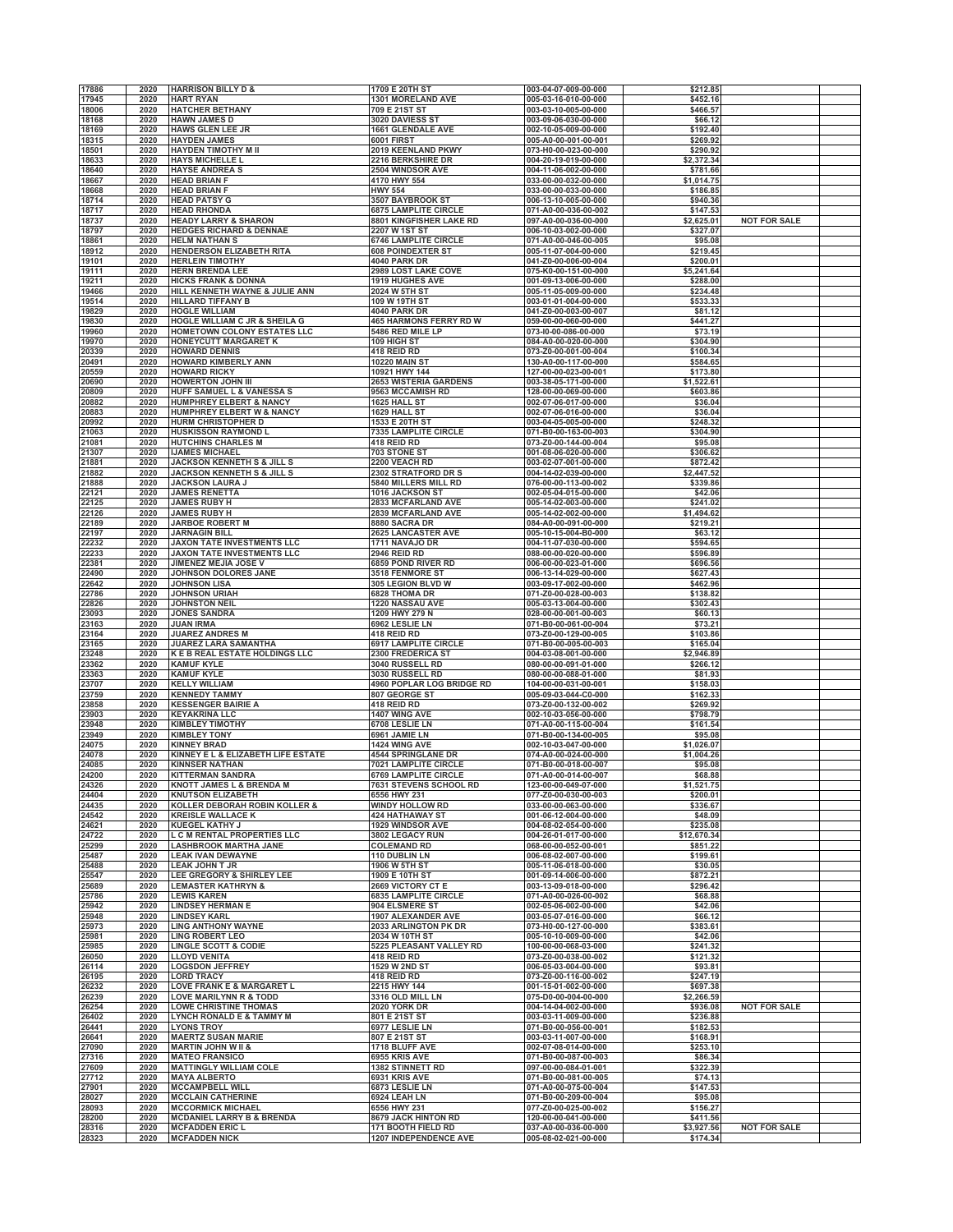| | | | | | | | |
|---|---|---|---|---|---|---|---|
| 17886 | 2020 | HARRISON BILLY D & | 1709 E 20TH ST | 003-04-07-009-00-000 | $212.85 | | |
| 17945 | 2020 | HART RYAN | 1301 MORELAND AVE | 005-03-16-010-00-000 | $452.16 | | |
| 18006 | 2020 | HATCHER BETHANY | 709 E 21ST ST | 003-03-10-005-00-000 | $466.57 | | |
| 18168 | 2020 | HAWN JAMES D | 3020 DAVIESS ST | 003-09-06-030-00-000 | $66.12 | | |
| 18169 | 2020 | HAWS GLEN LEE JR | 1661 GLENDALE AVE | 002-10-05-009-00-000 | $192.40 | | |
| 18315 | 2020 | HAYDEN JAMES | 6001 FIRST | 005-A0-00-001-00-001 | $269.92 | | |
| 18501 | 2020 | HAYDEN TIMOTHY M II | 2019 KEENLAND PKWY | 073-H0-00-023-00-000 | $290.92 | | |
| 18633 | 2020 | HAYS MICHELLE L | 2216 BERKSHIRE DR | 004-20-19-019-00-000 | $2,372.34 | | |
| 18640 | 2020 | HAYSE ANDREA S | 2504 WINDSOR AVE | 004-11-06-002-00-000 | $781.66 | | |
| 18667 | 2020 | HEAD BRIAN F | 4170 HWY 554 | 033-00-00-032-00-000 | $1,014.75 | | |
| 18668 | 2020 | HEAD BRIAN F | HWY 554 | 033-00-00-033-00-000 | $186.85 | | |
| 18714 | 2020 | HEAD PATSY G | 3507 BAYBROOK ST | 006-13-10-005-00-000 | $940.36 | | |
| 18717 | 2020 | HEAD RHONDA | 6875 LAMPLITE CIRCLE | 071-A0-00-036-00-002 | $147.53 | | |
| 18737 | 2020 | HEADY LARRY & SHARON | 8801 KINGFISHER LAKE RD | 097-A0-00-036-00-000 | $2,625.01 | NOT FOR SALE | |
| 18797 | 2020 | HEDGES RICHARD & DENNAE | 2207 W 1ST ST | 006-10-03-002-00-000 | $327.07 | | |
| 18861 | 2020 | HELM NATHAN S | 6746 LAMPLITE CIRCLE | 071-A0-00-046-00-005 | $95.08 | | |
| 18912 | 2020 | HENDERSON ELIZABETH RITA | 608 POINDEXTER ST | 005-11-07-004-00-000 | $219.45 | | |
| 19101 | 2020 | HERLEIN TIMOTHY | 4040 PARK DR | 041-Z0-00-006-00-004 | $200.01 | | |
| 19111 | 2020 | HERN BRENDA LEE | 2989 LOST LAKE COVE | 075-K0-00-151-00-000 | $5,241.64 | | |
| 19211 | 2020 | HICKS FRANK & DONNA | 1919 HUGHES AVE | 001-09-13-006-00-000 | $288.00 | | |
| 19466 | 2020 | HILL KENNETH WAYNE & JULIE ANN | 2024 W 5TH ST | 005-11-05-009-00-000 | $234.48 | | |
| 19514 | 2020 | HILLARD TIFFANY B | 109 W 19TH ST | 003-01-01-004-00-000 | $533.33 | | |
| 19829 | 2020 | HOGLE WILLIAM | 4040 PARK DR | 041-Z0-00-003-00-007 | $81.12 | | |
| 19830 | 2020 | HOGLE WILLIAM C JR & SHEILA G | 465 HARMONS FERRY RD W | 059-00-00-060-00-000 | $441.27 | | |
| 19960 | 2020 | HOMETOWN COLONY ESTATES LLC | 5486 RED MILE LP | 073-I0-00-086-00-000 | $73.19 | | |
| 19970 | 2020 | HONEYCUTT MARGARET K | 109 HIGH ST | 084-A0-00-020-00-000 | $304.90 | | |
| 20339 | 2020 | HOWARD DENNIS | 418 REID RD | 073-Z0-00-001-00-004 | $100.34 | | |
| 20491 | 2020 | HOWARD KIMBERLY ANN | 10220 MAIN ST | 130-A0-00-117-00-000 | $584.65 | | |
| 20559 | 2020 | HOWARD RICKY | 10921 HWY 144 | 127-00-00-023-00-001 | $173.80 | | |
| 20690 | 2020 | HOWERTON JOHN III | 2653 WISTERIA GARDENS | 003-38-05-171-00-000 | $1,522.61 | | |
| 20809 | 2020 | HUFF SAMUEL L & VANESSA S | 9563 MCCAMISH RD | 128-00-00-069-00-000 | $603.86 | | |
| 20882 | 2020 | HUMPHREY ELBERT & NANCY | 1625 HALL ST | 002-07-06-017-00-000 | $36.04 | | |
| 20883 | 2020 | HUMPHREY ELBERT W & NANCY | 1629 HALL ST | 002-07-06-016-00-000 | $36.04 | | |
| 20992 | 2020 | HURM CHRISTOPHER D | 1533 E 20TH ST | 003-04-05-005-00-000 | $248.32 | | |
| 21063 | 2020 | HUSKISSON RAYMOND L | 7335 LAMPLITE CIRCLE | 071-B0-00-163-00-003 | $304.90 | | |
| 21081 | 2020 | HUTCHINS CHARLES M | 418 REID RD | 073-Z0-00-144-00-004 | $95.08 | | |
| 21307 | 2020 | IJAMES MICHAEL | 703 STONE ST | 001-08-06-020-00-000 | $306.62 | | |
| 21881 | 2020 | JACKSON KENNETH S & JILL S | 2200 VEACH RD | 003-02-07-001-00-000 | $872.42 | | |
| 21882 | 2020 | JACKSON KENNETH S & JILL S | 2302 STRATFORD DR S | 004-14-02-039-00-000 | $2,447.52 | | |
| 21888 | 2020 | JACKSON LAURA J | 5840 MILLERS MILL RD | 076-00-00-113-00-002 | $339.86 | | |
| 22121 | 2020 | JAMES RENETTA | 1016 JACKSON ST | 002-05-04-015-00-000 | $42.06 | | |
| 22125 | 2020 | JAMES RUBY H | 2833 MCFARLAND AVE | 005-14-02-003-00-000 | $241.02 | | |
| 22126 | 2020 | JAMES RUBY H | 2839 MCFARLAND AVE | 005-14-02-002-00-000 | $1,494.62 | | |
| 22189 | 2020 | JARBOE ROBERT M | 8880 SACRA DR | 084-A0-00-091-00-000 | $219.21 | | |
| 22197 | 2020 | JARNAGIN BILL | 2625 LANCASTER AVE | 005-10-15-004-B0-000 | $63.12 | | |
| 22232 | 2020 | JAXON TATE INVESTMENTS LLC | 1711 NAVAJO DR | 004-11-07-030-00-000 | $594.65 | | |
| 22233 | 2020 | JAXON TATE INVESTMENTS LLC | 2946 REID RD | 088-00-00-020-00-000 | $596.89 | | |
| 22381 | 2020 | JIMENEZ MEJIA JOSE V | 6859 POND RIVER RD | 006-00-00-023-01-000 | $696.56 | | |
| 22490 | 2020 | JOHNSON DOLORES JANE | 3518 FENMORE ST | 006-13-14-029-00-000 | $627.43 | | |
| 22642 | 2020 | JOHNSON LISA | 305 LEGION BLVD W | 003-09-17-002-00-000 | $462.96 | | |
| 22786 | 2020 | JOHNSON URIAH | 6828 THOMA DR | 071-Z0-00-028-00-003 | $138.82 | | |
| 22826 | 2020 | JOHNSTON NEIL | 1220 NASSAU AVE | 005-03-13-004-00-000 | $302.43 | | |
| 23093 | 2020 | JONES SANDRA | 1209 HWY 279 N | 028-00-00-001-00-003 | $60.13 | | |
| 23163 | 2020 | JUAN IRMA | 6962 LESLIE LN | 071-B0-00-061-00-004 | $73.21 | | |
| 23164 | 2020 | JUAREZ ANDRES M | 418 REID RD | 073-Z0-00-129-00-005 | $103.86 | | |
| 23165 | 2020 | JUAREZ LARA SAMANTHA | 6917 LAMPLITE CIRCLE | 071-B0-00-005-00-003 | $165.04 | | |
| 23248 | 2020 | K E B REAL ESTATE HOLDINGS LLC | 2300 FREDERICA ST | 004-03-08-001-00-000 | $2,946.89 | | |
| 23362 | 2020 | KAMUF KYLE | 3040 RUSSELL RD | 080-00-00-091-01-000 | $266.12 | | |
| 23363 | 2020 | KAMUF KYLE | 3030 RUSSELL RD | 080-00-00-088-01-000 | $81.93 | | |
| 23707 | 2020 | KELLY WILLIAM | 4960 POPLAR LOG BRIDGE RD | 104-00-00-031-00-001 | $158.03 | | |
| 23759 | 2020 | KENNEDY TAMMY | 807 GEORGE ST | 005-09-03-044-C0-000 | $162.33 | | |
| 23858 | 2020 | KESSENGER BAIRIE A | 418 REID RD | 073-Z0-00-132-00-002 | $269.92 | | |
| 23903 | 2020 | KEYAKRINA LLC | 1407 WING AVE | 002-10-03-056-00-000 | $798.79 | | |
| 23948 | 2020 | KIMBLEY TIMOTHY | 6708 LESLIE LN | 071-A0-00-115-00-004 | $161.54 | | |
| 23949 | 2020 | KIMBLEY TONY | 6961 JAMIE LN | 071-B0-00-134-00-005 | $95.08 | | |
| 24075 | 2020 | KINNEY BRAD | 1424 WING AVE | 002-10-03-047-00-000 | $1,026.07 | | |
| 24078 | 2020 | KINNEY E L & ELIZABETH LIFE ESTATE | 4544 SPRINGLANE DR | 074-A0-00-024-00-000 | $1,004.26 | | |
| 24085 | 2020 | KINNSER NATHAN | 7021 LAMPLITE CIRCLE | 071-B0-00-018-00-007 | $95.08 | | |
| 24200 | 2020 | KITTERMAN SANDRA | 6769 LAMPLITE CIRCLE | 071-A0-00-014-00-007 | $68.88 | | |
| 24326 | 2020 | KNOTT JAMES L & BRENDA M | 7631 STEVENS SCHOOL RD | 123-00-00-049-07-000 | $1,521.75 | | |
| 24404 | 2020 | KNUTSON ELIZABETH | 6556 HWY 231 | 077-Z0-00-030-00-003 | $200.01 | | |
| 24435 | 2020 | KOLLER DEBORAH ROBIN KOLLER & | WINDY HOLLOW RD | 033-00-00-063-00-000 | $336.67 | | |
| 24542 | 2020 | KREISLE WALLACE K | 424 HATHAWAY ST | 001-06-12-004-00-000 | $48.09 | | |
| 24621 | 2020 | KUEGEL KATHY J | 1929 WINDSOR AVE | 004-08-02-054-00-000 | $235.08 | | |
| 24722 | 2020 | L C M RENTAL PROPERTIES LLC | 3802 LEGACY RUN | 004-26-01-017-00-000 | $12,670.34 | | |
| 25299 | 2020 | LASHBROOK MARTHA JANE | COLEMAND RD | 068-00-00-052-00-001 | $851.22 | | |
| 25487 | 2020 | LEAK IVAN DEWAYNE | 110 DUBLIN LN | 006-08-02-007-00-000 | $199.61 | | |
| 25488 | 2020 | LEAK JOHN T JR | 1906 W 5TH ST | 005-11-06-018-00-000 | $30.05 | | |
| 25547 | 2020 | LEE GREGORY & SHIRLEY LEE | 1909 E 10TH ST | 001-09-14-006-00-000 | $872.21 | | |
| 25689 | 2020 | LEMASTER KATHRYN & | 2669 VICTORY CT E | 003-13-09-018-00-000 | $296.42 | | |
| 25786 | 2020 | LEWIS KAREN | 6835 LAMPLITE CIRCLE | 071-A0-00-026-00-002 | $68.88 | | |
| 25942 | 2020 | LINDSEY HERMAN E | 904 ELSMERE ST | 002-05-06-002-00-000 | $42.06 | | |
| 25948 | 2020 | LINDSEY KARL | 1907 ALEXANDER AVE | 003-05-07-016-00-000 | $66.12 | | |
| 25973 | 2020 | LING ANTHONY WAYNE | 2033 ARLINGTON PK DR | 073-H0-00-127-00-000 | $383.61 | | |
| 25981 | 2020 | LING ROBERT LEO | 2034 W 10TH ST | 005-10-10-009-00-000 | $42.06 | | |
| 25985 | 2020 | LINGLE SCOTT & CODIE | 5225 PLEASANT VALLEY RD | 100-00-00-068-03-000 | $241.32 | | |
| 26050 | 2020 | LLOYD VENITA | 418 REID RD | 073-Z0-00-038-00-002 | $121.32 | | |
| 26114 | 2020 | LOGSDON JEFFREY | 1529 W 2ND ST | 006-05-03-004-00-000 | $93.81 | | |
| 26195 | 2020 | LORD TRACY | 418 REID RD | 073-Z0-00-116-00-002 | $247.19 | | |
| 26232 | 2020 | LOVE FRANK E & MARGARET L | 2215 HWY 144 | 001-15-01-002-00-000 | $697.38 | | |
| 26239 | 2020 | LOVE MARILYNN R & TODD | 3316 OLD MILL LN | 075-D0-00-004-00-000 | $2,266.59 | | |
| 26254 | 2020 | LOWE CHRISTINE THOMAS | 2020 YORK DR | 004-14-04-002-00-000 | $936.08 | NOT FOR SALE | |
| 26402 | 2020 | LYNCH RONALD E & TAMMY M | 801 E 21ST ST | 003-03-11-009-00-000 | $236.88 | | |
| 26441 | 2020 | LYONS TROY | 6977 LESLIE LN | 071-B0-00-056-00-001 | $182.53 | | |
| 26641 | 2020 | MAERTZ SUSAN MARIE | 807 E 21ST ST | 003-03-11-007-00-000 | $168.91 | | |
| 27090 | 2020 | MARTIN JOHN W II & | 1718 BLUFF AVE | 002-07-08-014-00-000 | $253.10 | | |
| 27316 | 2020 | MATEO FRANSICO | 6955 KRIS AVE | 071-B0-00-087-00-003 | $86.34 | | |
| 27609 | 2020 | MATTINGLY WILLIAM COLE | 1382 STINNETT RD | 097-00-00-084-01-001 | $322.39 | | |
| 27712 | 2020 | MAYA ALBERTO | 6931 KRIS AVE | 071-B0-00-081-00-005 | $74.13 | | |
| 27901 | 2020 | MCCAMPBELL WILL | 6873 LESLIE LN | 071-A0-00-075-00-004 | $147.53 | | |
| 28027 | 2020 | MCCLAIN CATHERINE | 6924 LEAH LN | 071-B0-00-209-00-004 | $95.08 | | |
| 28093 | 2020 | MCCORMICK MICHAEL | 6556 HWY 231 | 077-Z0-00-025-00-002 | $156.27 | | |
| 28200 | 2020 | MCDANIEL LARRY B & BRENDA | 8679 JACK HINTON RD | 120-00-00-041-00-000 | $411.56 | | |
| 28316 | 2020 | MCFADDEN ERIC L | 171 BOOTH FIELD RD | 037-A0-00-036-00-000 | $3,927.56 | NOT FOR SALE | |
| 28323 | 2020 | MCFADDEN NICK | 1207 INDEPENDENCE AVE | 005-08-02-021-00-000 | $174.34 | | |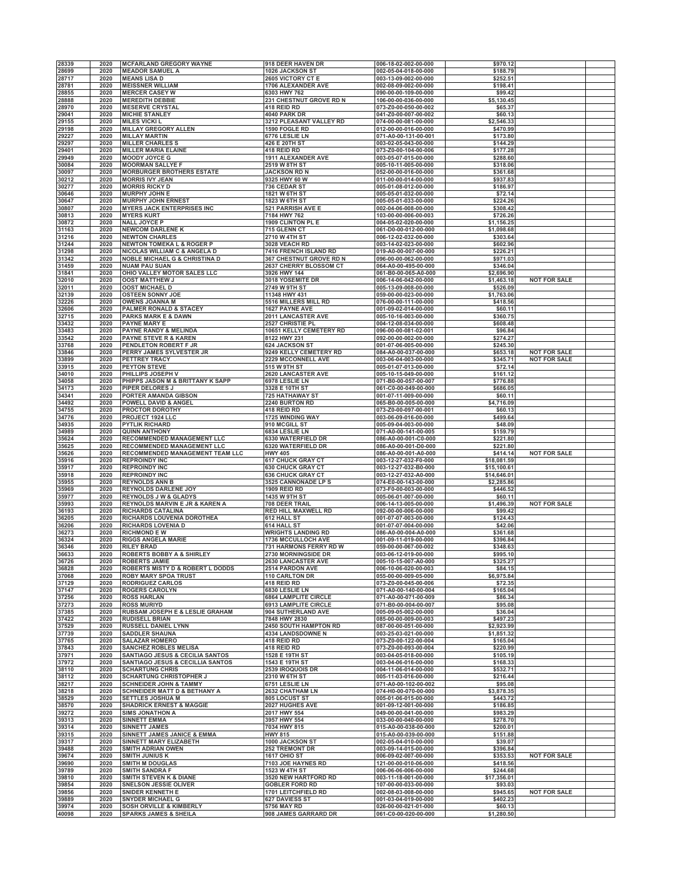| | | | | | | | |
|---|---|---|---|---|---|---|---|
| 28339 | 2020 | MCFARLAND GREGORY WAYNE | 918 DEER HAVEN DR | 006-18-02-002-00-000 | $970.12 | | |
| 28699 | 2020 | MEADOR SAMUEL A | 1026 JACKSON ST | 002-05-04-018-00-000 | $188.79 | | |
| 28717 | 2020 | MEANS LISA D | 2605 VICTORY CT E | 003-13-09-002-00-000 | $252.51 | | |
| 28781 | 2020 | MEISSNER WILLIAM | 1706 ALEXANDER AVE | 002-08-09-002-00-000 | $198.41 | | |
| 28855 | 2020 | MERCER CASEY W | 6303 HWY 762 | 090-00-00-109-00-000 | $99.42 | | |
| 28888 | 2020 | MEREDITH DEBBIE | 231 CHESTNUT GROVE RD N | 106-00-00-036-00-000 | $5,130.45 | | |
| 28970 | 2020 | MESERVE CRYSTAL | 418 REID RD | 073-Z0-00-050-00-002 | $65.37 | | |
| 29041 | 2020 | MICHIE STANLEY | 4040 PARK DR | 041-Z0-00-007-00-002 | $60.13 | | |
| 29155 | 2020 | MILES VICKI L | 3212 PLEASANT VALLEY RD | 074-00-00-081-00-000 | $2,546.33 | | |
| 29198 | 2020 | MILLAY GREGORY ALLEN | 1590 FOGLE RD | 012-00-00-016-00-000 | $470.99 | | |
| 29227 | 2020 | MILLAY MARTIN | 6776 LESLIE LN | 071-A0-00-131-00-001 | $173.80 | | |
| 29297 | 2020 | MILLER CHARLES S | 426 E 20TH ST | 003-02-05-043-00-000 | $144.29 | | |
| 29401 | 2020 | MILLER MARIA ELAINE | 418 REID RD | 073-Z0-00-104-00-006 | $177.28 | | |
| 29949 | 2020 | MOODY JOYCE G | 1911 ALEXANDER AVE | 003-05-07-015-00-000 | $288.60 | | |
| 30084 | 2020 | MOORMAN SALLYE F | 2519 W 8TH ST | 005-10-11-005-00-000 | $318.06 | | |
| 30097 | 2020 | MORBURGER BROTHERS ESTATE | JACKSON RD N | 052-00-00-016-00-000 | $361.68 | | |
| 30212 | 2020 | MORRIS IVY JEAN | 9325 HWY 60 W | 011-00-00-014-00-000 | $937.83 | | |
| 30277 | 2020 | MORRIS RICKY D | 736 CEDAR ST | 005-01-08-012-00-000 | $186.97 | | |
| 30646 | 2020 | MURPHY JOHN E | 1821 W 6TH ST | 005-05-01-032-00-000 | $72.14 | | |
| 30647 | 2020 | MURPHY JOHN ERNEST | 1823 W 6TH ST | 005-05-01-033-00-000 | $224.26 | | |
| 30807 | 2020 | MYERS JACK ENTERPRISES INC | 521 PARRISH AVE E | 002-04-06-008-00-000 | $308.42 | | |
| 30813 | 2020 | MYERS KURT | 7184 HWY 762 | 103-00-00-006-00-003 | $726.26 | | |
| 30872 | 2020 | NALL JOYCE P | 1909 CLINTON PL E | 004-05-02-020-00-000 | $1,156.25 | | |
| 31163 | 2020 | NEWCOM DARLENE K | 715 GLENN CT | 061-D0-00-012-00-000 | $1,098.68 | | |
| 31216 | 2020 | NEWTON CHARLES | 2710 W 4TH ST | 006-12-02-032-00-000 | $303.64 | | |
| 31244 | 2020 | NEWTON TOMEKA L & ROGER P | 3028 VEACH RD | 003-14-02-023-00-000 | $602.96 | | |
| 31298 | 2020 | NICOLAS WILLIAM C & ANGELA D | 7416 FRENCH ISLAND RD | 019-A0-00-007-00-000 | $226.21 | | |
| 31342 | 2020 | NOBLE MICHAEL G & CHRISTINA D | 367 CHESTNUT GROVE RD N | 096-00-00-062-00-000 | $971.03 | | |
| 31459 | 2020 | NUAM PAU SUAN | 2637 CHERRY BLOSSOM CT | 064-A0-00-495-00-000 | $346.04 | | |
| 31841 | 2020 | OHIO VALLEY MOTOR SALES LLC | 3926 HWY 144 | 061-B0-00-065-A0-000 | $2,696.90 | | |
| 32010 | 2020 | OOST MATTHEW J | 3018 YOSEMITE DR | 006-14-06-042-00-000 | $1,463.18 | NOT FOR SALE | |
| 32011 | 2020 | OOST MICHAEL D | 2749 W 9TH ST | 005-13-09-008-00-000 | $526.09 | | |
| 32139 | 2020 | OSTEEN SONNY JOE | 11348 HWY 431 | 059-00-00-023-00-000 | $1,763.06 | | |
| 32226 | 2020 | OWENS JOANNA M | 5516 MILLERS MILL RD | 076-00-00-111-00-000 | $418.56 | | |
| 32606 | 2020 | PALMER RONALD & STACEY | 1627 PAYNE AVE | 001-09-02-014-00-000 | $60.11 | | |
| 32715 | 2020 | PARKS MARK E & DAWN | 2011 LANCASTER AVE | 005-10-16-003-00-000 | $360.75 | | |
| 33432 | 2020 | PAYNE MARY E | 2527 CHRISTIE PL | 004-12-08-034-00-000 | $608.48 | | |
| 33483 | 2020 | PAYNE RANDY & MELINDA | 10651 KELLY CEMETERY RD | 096-00-00-081-02-001 | $96.84 | | |
| 33542 | 2020 | PAYNE STEVE R & KAREN | 8122 HWY 231 | 092-00-00-002-00-000 | $274.27 | | |
| 33768 | 2020 | PENDLETON ROBERT F JR | 624 JACKSON ST | 001-07-06-005-00-000 | $245.30 | | |
| 33846 | 2020 | PERRY JAMES SYLVESTER JR | 9249 KELLY CEMETERY RD | 084-A0-00-037-00-000 | $653.18 | NOT FOR SALE | |
| 33899 | 2020 | PETTREY TRACY | 2229 MCCONNELL AVE | 003-06-04-003-00-000 | $345.71 | NOT FOR SALE | |
| 33915 | 2020 | PEYTON STEVE | 515 W 9TH ST | 005-01-07-013-00-000 | $72.14 | | |
| 34010 | 2020 | PHILLIPS JOSEPH V | 2620 LANCASTER AVE | 005-10-15-049-00-000 | $161.12 | | |
| 34058 | 2020 | PHIPPS JASON M & BRITTANY K SAPP | 6978 LESLIE LN | 071-B0-00-057-00-007 | $776.88 | | |
| 34173 | 2020 | PIPER DELORES J | 3328 E 10TH ST | 061-C0-00-049-00-000 | $686.05 | | |
| 34341 | 2020 | PORTER AMANDA GIBSON | 725 HATHAWAY ST | 001-07-11-009-00-000 | $60.11 | | |
| 34492 | 2020 | POWELL DAVID & ANGEL | 2240 BURTON RD | 065-B0-00-005-00-000 | $4,716.09 | | |
| 34755 | 2020 | PROCTOR DOROTHY | 418 REID RD | 073-Z0-00-097-00-001 | $60.13 | | |
| 34776 | 2020 | PROJECT 1924 LLC | 1725 WINDING WAY | 003-06-09-016-00-000 | $499.64 | | |
| 34935 | 2020 | PYTLIK RICHARD | 910 MCGILL ST | 005-09-04-003-00-000 | $48.09 | | |
| 34989 | 2020 | QUINN ANTHONY | 6834 LESLIE LN | 071-A0-00-141-00-005 | $159.79 | | |
| 35624 | 2020 | RECOMMENDED MANAGEMENT LLC | 6330 WATERFIELD DR | 086-A0-00-001-C0-000 | $221.80 | | |
| 35625 | 2020 | RECOMMENDED MANAGEMENT LLC | 6320 WATERFIELD DR | 086-A0-00-001-D0-000 | $221.80 | | |
| 35626 | 2020 | RECOMMENDED MANAGEMENT TEAM LLC | HWY 405 | 086-A0-00-001-A0-000 | $414.14 | NOT FOR SALE | |
| 35916 | 2020 | REPROINDY INC | 617 CHUCK GRAY CT | 003-12-27-032-F0-000 | $18,081.59 | | |
| 35917 | 2020 | REPROINDY INC | 630 CHUCK GRAY CT | 003-12-27-032-B0-000 | $15,100.61 | | |
| 35918 | 2020 | REPROINDY INC | 636 CHUCK GRAY CT | 003-12-27-032-A0-000 | $14,646.01 | | |
| 35955 | 2020 | REYNOLDS ANN B | 3525 CANNONADE LP S | 074-E0-00-143-00-000 | $2,285.86 | | |
| 35969 | 2020 | REYNOLDS DARLENE JOY | 1909 REID RD | 073-F0-00-003-00-000 | $446.52 | | |
| 35977 | 2020 | REYNOLDS J W & GLADYS | 1435 W 9TH ST | 005-06-01-007-00-000 | $60.11 | | |
| 35993 | 2020 | REYNOLDS MARVIN E JR & KAREN A | 708 DEER TRAIL | 006-14-13-005-00-000 | $1,496.39 | NOT FOR SALE | |
| 36193 | 2020 | RICHARDS CATALINA | RED HILL MAXWELL RD | 092-00-00-006-00-000 | $99.42 | | |
| 36205 | 2020 | RICHARDS LOUVENIA DOROTHEA | 612 HALL ST | 001-07-07-003-00-000 | $124.43 | | |
| 36206 | 2020 | RICHARDS LOVENIA D | 614 HALL ST | 001-07-07-004-00-000 | $42.06 | | |
| 36273 | 2020 | RICHMOND E W | WRIGHTS LANDING RD | 086-A0-00-004-A0-000 | $361.68 | | |
| 36324 | 2020 | RIGGS ANGELA MARIE | 1736 MCCULLOCH AVE | 001-09-11-019-00-000 | $396.84 | | |
| 36346 | 2020 | RILEY BRAD | 731 HARMONS FERRY RD W | 059-00-00-067-00-002 | $348.63 | | |
| 36633 | 2020 | ROBERTS BOBBY A & SHIRLEY | 2730 MORNINGSIDE DR | 003-06-12-019-00-000 | $995.10 | | |
| 36726 | 2020 | ROBERTS JAMIE | 2630 LANCASTER AVE | 005-10-15-007-A0-000 | $325.27 | | |
| 36828 | 2020 | ROBERTS MISTY D & ROBERT L DODDS | 2514 PARDON AVE | 006-10-06-020-00-003 | $84.15 | | |
| 37068 | 2020 | ROBY MARY SPOA TRUST | 110 CARLTON DR | 055-00-00-009-05-000 | $6,975.84 | | |
| 37129 | 2020 | RODRIGUEZ CARLOS | 418 REID RD | 073-Z0-00-045-00-006 | $72.35 | | |
| 37147 | 2020 | ROGERS CAROLYN | 6830 LESLIE LN | 071-A0-00-140-00-004 | $165.04 | | |
| 37256 | 2020 | ROSS HARLAN | 6864 LAMPLITE CIRCLE | 071-A0-00-071-00-009 | $86.34 | | |
| 37273 | 2020 | ROSS MURIYD | 6913 LAMPLITE CIRCLE | 071-B0-00-004-00-007 | $95.08 | | |
| 37385 | 2020 | RUBSAM JOSEPH E & LESLIE GRAHAM | 904 SUTHERLAND AVE | 005-09-05-002-00-000 | $36.04 | | |
| 37422 | 2020 | RUDISELL BRIAN | 7848 HWY 2830 | 085-00-00-009-00-003 | $497.23 | | |
| 37529 | 2020 | RUSSELL DANIEL LYNN | 2450 SOUTH HAMPTON RD | 087-00-00-051-00-000 | $2,923.99 | | |
| 37739 | 2020 | SADDLER SHAUNA | 4334 LANDSDOWNE N | 003-25-03-021-00-000 | $1,851.32 | | |
| 37765 | 2020 | SALAZAR HOMERO | 418 REID RD | 073-Z0-00-122-00-004 | $165.04 | | |
| 37843 | 2020 | SANCHEZ ROBLES MELISA | 418 REID RD | 073-Z0-00-093-00-004 | $220.99 | | |
| 37971 | 2020 | SANTIAGO JESUS & CECILIA SANTOS | 1528 E 19TH ST | 003-04-05-018-00-000 | $105.19 | | |
| 37972 | 2020 | SANTIAGO JESUS & CECILLIA SANTOS | 1543 E 19TH ST | 003-04-06-016-00-000 | $168.33 | | |
| 38110 | 2020 | SCHARTUNG CHRIS | 2539 IROQUOIS DR | 004-11-06-014-00-000 | $532.71 | | |
| 38112 | 2020 | SCHARTUNG CHRISTOPHER J | 2310 W 6TH ST | 005-11-03-016-00-000 | $216.44 | | |
| 38217 | 2020 | SCHNEIDER JOHN & TAMMY | 6751 LESLIE LN | 071-A0-00-102-00-002 | $95.08 | | |
| 38218 | 2020 | SCHNEIDER MATT D & BETHANY A | 2632 CHATHAM LN | 074-H0-00-070-00-000 | $3,878.35 | | |
| 38529 | 2020 | SETTLES JOSHUA M | 805 LOCUST ST | 005-01-06-015-00-000 | $443.72 | | |
| 38570 | 2020 | SHADRICK ERNEST & MAGGIE | 2027 HUGHES AVE | 001-09-12-001-00-000 | $186.85 | | |
| 39272 | 2020 | SIMS JONATHON A | 2017 HWY 554 | 049-00-00-041-00-000 | $983.29 | | |
| 39313 | 2020 | SINNETT EMMA | 3957 HWY 554 | 033-00-00-040-00-000 | $278.70 | | |
| 39314 | 2020 | SINNETT JAMES | 7034 HWY 815 | 015-A0-00-038-00-000 | $200.01 | | |
| 39315 | 2020 | SINNETT JAMES JANICE & EMMA | HWY 815 | 015-A0-00-039-00-000 | $151.88 | | |
| 39317 | 2020 | SINNETT MARY ELIZABETH | 1000 JACKSON ST | 002-05-04-010-00-000 | $39.07 | | |
| 39488 | 2020 | SMITH ADRIAN OWEN | 252 TREMONT DR | 003-09-14-015-00-000 | $396.84 | | |
| 39674 | 2020 | SMITH JUNIUS K | 1617 OHIO ST | 006-09-02-007-00-000 | $353.53 | NOT FOR SALE | |
| 39690 | 2020 | SMITH M DOUGLAS | 7103 JOE HAYNES RD | 121-00-00-010-06-000 | $418.56 | | |
| 39789 | 2020 | SMITH SANDRA F | 1523 W 4TH ST | 006-06-06-006-00-000 | $244.68 | | |
| 39810 | 2020 | SMITH STEVEN K & DIANE | 3520 NEW HARTFORD RD | 003-11-18-001-00-000 | $17,356.01 | | |
| 39854 | 2020 | SNELSON JESSIE OLIVER | GOBLER FORD RD | 107-00-00-033-00-000 | $93.03 | | |
| 39856 | 2020 | SNIDER KENNETH E | 1701 LEITCHFIELD RD | 002-08-03-008-00-000 | $945.65 | NOT FOR SALE | |
| 39889 | 2020 | SNYDER MICHAEL G | 627 DAVIESS ST | 001-03-04-019-00-000 | $402.23 | | |
| 39974 | 2020 | SOSH ORVILLE & KIMBERLY | 5756 MAY RD | 026-00-00-021-01-000 | $60.13 | | |
| 40098 | 2020 | SPARKS JAMES & SHEILA | 908 JAMES GARRARD DR | 061-C0-00-020-00-000 | $1,280.50 | | |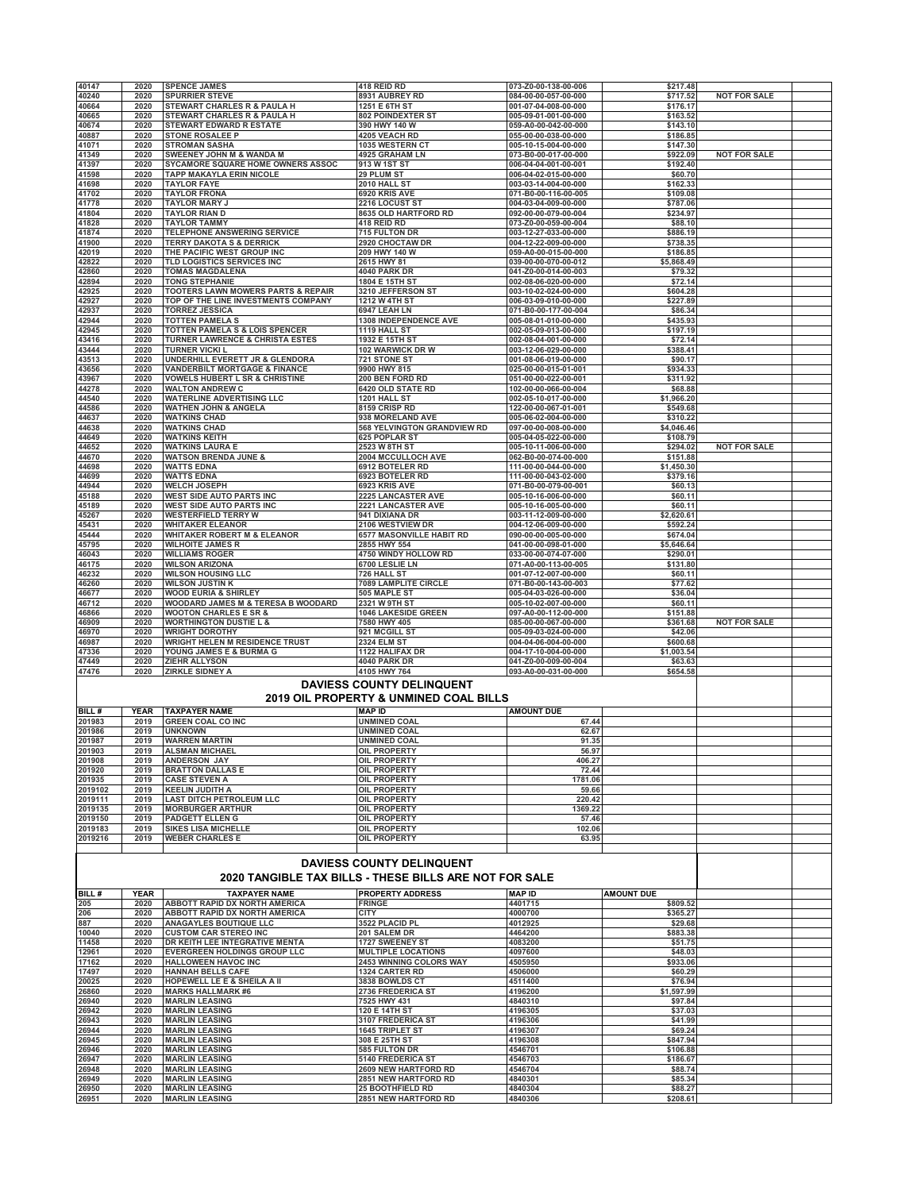| 40147 | 2020 | SPENCE JAMES | 418 REID RD | 073-Z0-00-138-00-006 | $217.48 | |
|---|---|---|---|---|---|---|
| 40240 | 2020 | SPURRIER STEVE | 8931 AUBREY RD | 084-00-00-057-00-000 | $717.52 | NOT FOR SALE |
| 40664 | 2020 | STEWART CHARLES R & PAULA H | 1251 E 6TH ST | 001-07-04-008-00-000 | $176.17 | |
| 40665 | 2020 | STEWART CHARLES R & PAULA H | 802 POINDEXTER ST | 005-09-01-001-00-000 | $163.52 | |
| 40674 | 2020 | STEWART EDWARD R ESTATE | 390 HWY 140 W | 059-A0-00-042-00-000 | $143.10 | |
| 40887 | 2020 | STONE ROSALEE P | 4205 VEACH RD | 055-00-00-038-00-000 | $186.85 | |
| 41071 | 2020 | STROMAN SASHA | 1035 WESTERN CT | 005-10-15-004-00-000 | $147.30 | |
| 41349 | 2020 | SWEENEY JOHN M & WANDA M | 4925 GRAHAM LN | 073-B0-00-017-00-000 | $922.09 | NOT FOR SALE |
| 41397 | 2020 | SYCAMORE SQUARE HOME OWNERS ASSOC | 913 W 1ST ST | 006-04-04-001-00-001 | $192.40 | |
| 41598 | 2020 | TAPP MAKAYLA ERIN NICOLE | 29 PLUM ST | 006-04-02-015-00-000 | $60.70 | |
| 41698 | 2020 | TAYLOR FAYE | 2010 HALL ST | 003-03-14-004-00-000 | $162.33 | |
| 41702 | 2020 | TAYLOR FRONA | 6920 KRIS AVE | 071-B0-00-116-00-005 | $109.08 | |
| 41778 | 2020 | TAYLOR MARY J | 2216 LOCUST ST | 004-03-04-009-00-000 | $787.06 | |
| 41804 | 2020 | TAYLOR RIAN D | 8635 OLD HARTFORD RD | 092-00-00-079-00-004 | $234.97 | |
| 41828 | 2020 | TAYLOR TAMMY | 418 REID RD | 073-Z0-00-059-00-004 | $88.10 | |
| 41874 | 2020 | TELEPHONE ANSWERING SERVICE | 715 FULTON DR | 003-12-27-033-00-000 | $886.19 | |
| 41900 | 2020 | TERRY DAKOTA S & DERRICK | 2920 CHOCTAW DR | 004-12-22-009-00-000 | $738.35 | |
| 42019 | 2020 | THE PACIFIC WEST GROUP INC | 209 HWY 140 W | 059-A0-00-015-00-000 | $186.85 | |
| 42822 | 2020 | TLD LOGISTICS SERVICES INC | 2615 HWY 81 | 039-00-00-070-00-012 | $5,868.49 | |
| 42860 | 2020 | TOMAS MAGDALENA | 4040 PARK DR | 041-Z0-00-014-00-003 | $79.32 | |
| 42894 | 2020 | TONG STEPHANIE | 1804 E 15TH ST | 002-08-06-020-00-000 | $72.14 | |
| 42925 | 2020 | TOOTERS LAWN MOWERS PARTS & REPAIR | 3210 JEFFERSON ST | 003-10-02-024-00-000 | $604.28 | |
| 42927 | 2020 | TOP OF THE LINE INVESTMENTS COMPANY | 1212 W 4TH ST | 006-03-09-010-00-000 | $227.89 | |
| 42937 | 2020 | TORREZ JESSICA | 6947 LEAH LN | 071-B0-00-177-00-004 | $86.34 | |
| 42944 | 2020 | TOTTEN PAMELA S | 1308 INDEPENDENCE AVE | 005-08-01-010-00-000 | $435.93 | |
| 42945 | 2020 | TOTTEN PAMELA S & LOIS SPENCER | 1119 HALL ST | 002-05-09-013-00-000 | $197.19 | |
| 43416 | 2020 | TURNER LAWRENCE & CHRISTA ESTES | 1932 E 15TH ST | 002-08-04-001-00-000 | $72.14 | |
| 43444 | 2020 | TURNER VICKI L | 102 WARWICK DR W | 003-12-06-029-00-000 | $388.41 | |
| 43513 | 2020 | UNDERHILL EVERETT JR & GLENDORA | 721 STONE ST | 001-08-06-019-00-000 | $90.17 | |
| 43656 | 2020 | VANDERBILT MORTGAGE & FINANCE | 9900 HWY 815 | 025-00-00-015-01-001 | $934.33 | |
| 43967 | 2020 | VOWELS HUBERT L SR & CHRISTINE | 200 BEN FORD RD | 051-00-00-022-00-001 | $311.92 | |
| 44278 | 2020 | WALTON ANDREW C | 6420 OLD STATE RD | 102-00-00-066-00-004 | $68.88 | |
| 44540 | 2020 | WATERLINE ADVERTISING LLC | 1201 HALL ST | 002-05-10-017-00-000 | $1,966.20 | |
| 44586 | 2020 | WATHEN JOHN & ANGELA | 8159 CRISP RD | 122-00-00-067-01-001 | $549.68 | |
| 44637 | 2020 | WATKINS CHAD | 938 MORELAND AVE | 005-06-02-004-00-000 | $310.22 | |
| 44638 | 2020 | WATKINS CHAD | 568 YELVINGTON GRANDVIEW RD | 097-00-00-008-00-000 | $4,046.46 | |
| 44649 | 2020 | WATKINS KEITH | 625 POPLAR ST | 005-04-05-022-00-000 | $108.79 | |
| 44652 | 2020 | WATKINS LAURA E | 2523 W 8TH ST | 005-10-11-006-00-000 | $294.02 | NOT FOR SALE |
| 44670 | 2020 | WATSON BRENDA JUNE & | 2004 MCCULLOCH AVE | 062-B0-00-074-00-000 | $151.88 | |
| 44698 | 2020 | WATTS EDNA | 6912 BOTELER RD | 111-00-00-044-00-000 | $1,450.30 | |
| 44699 | 2020 | WATTS EDNA | 6923 BOTELER RD | 111-00-00-043-02-000 | $379.16 | |
| 44944 | 2020 | WELCH JOSEPH | 6923 KRIS AVE | 071-B0-00-079-00-001 | $60.13 | |
| 45188 | 2020 | WEST SIDE AUTO PARTS INC | 2225 LANCASTER AVE | 005-10-16-006-00-000 | $60.11 | |
| 45189 | 2020 | WEST SIDE AUTO PARTS INC | 2221 LANCASTER AVE | 005-10-16-005-00-000 | $60.11 | |
| 45267 | 2020 | WESTERFIELD TERRY W | 941 DIXIANA DR | 003-11-12-009-00-000 | $2,620.61 | |
| 45431 | 2020 | WHITAKER ELEANOR | 2106 WESTVIEW DR | 004-12-06-009-00-000 | $592.24 | |
| 45444 | 2020 | WHITAKER ROBERT M & ELEANOR | 6577 MASONVILLE HABIT RD | 090-00-00-005-00-000 | $674.04 | |
| 45795 | 2020 | WILHOITE JAMES R | 2855 HWY 554 | 041-00-00-098-01-000 | $5,646.64 | |
| 46043 | 2020 | WILLIAMS ROGER | 4750 WINDY HOLLOW RD | 033-00-00-074-07-000 | $290.01 | |
| 46175 | 2020 | WILSON ARIZONA | 6700 LESLIE LN | 071-A0-00-113-00-005 | $131.80 | |
| 46232 | 2020 | WILSON HOUSING LLC | 726 HALL ST | 001-07-12-007-00-000 | $60.11 | |
| 46260 | 2020 | WILSON JUSTIN K | 7089 LAMPLITE CIRCLE | 071-B0-00-143-00-003 | $77.62 | |
| 46677 | 2020 | WOOD EURIA & SHIRLEY | 505 MAPLE ST | 005-04-03-026-00-000 | $36.04 | |
| 46712 | 2020 | WOODARD JAMES M & TERESA B WOODARD | 2321 W 9TH ST | 005-10-02-007-00-000 | $60.11 | |
| 46866 | 2020 | WOOTON CHARLES E SR & | 1046 LAKESIDE GREEN | 097-A0-00-112-00-000 | $151.88 | |
| 46909 | 2020 | WORTHINGTON DUSTIE L & | 7580 HWY 405 | 085-00-00-067-00-000 | $361.68 | NOT FOR SALE |
| 46970 | 2020 | WRIGHT DOROTHY | 921 MCGILL ST | 005-09-03-024-00-000 | $42.06 | |
| 46987 | 2020 | WRIGHT HELEN M RESIDENCE TRUST | 2324 ELM ST | 004-04-06-004-00-000 | $600.68 | |
| 47336 | 2020 | YOUNG JAMES E & BURMA G | 1122 HALIFAX DR | 004-17-10-004-00-000 | $1,003.54 | |
| 47449 | 2020 | ZIEHR ALLYSON | 4040 PARK DR | 041-Z0-00-009-00-004 | $63.63 | |
| 47476 | 2020 | ZIRKLE SIDNEY A | 4105 HWY 764 | 093-A0-00-031-00-000 | $654.58 | |

## DAVIESS COUNTY DELINQUENT
## 2019 OIL PROPERTY & UNMINED COAL BILLS

| BILL # | YEAR | TAXPAYER NAME | MAP ID | AMOUNT DUE |
|---|---|---|---|---|
| 201983 | 2019 | GREEN COAL CO INC | UNMINED COAL | 67.44 |
| 201986 | 2019 | UNKNOWN | UNMINED COAL | 62.67 |
| 201987 | 2019 | WARREN MARTIN | UNMINED COAL | 91.35 |
| 201903 | 2019 | ALSMAN MICHAEL | OIL PROPERTY | 56.97 |
| 201908 | 2019 | ANDERSON JAY | OIL PROPERTY | 406.27 |
| 201920 | 2019 | BRATTON DALLAS E | OIL PROPERTY | 72.44 |
| 201935 | 2019 | CASE STEVEN A | OIL PROPERTY | 1781.06 |
| 2019102 | 2019 | KEELIN JUDITH A | OIL PROPERTY | 59.66 |
| 2019111 | 2019 | LAST DITCH PETROLEUM LLC | OIL PROPERTY | 220.42 |
| 2019135 | 2019 | MORBURGER ARTHUR | OIL PROPERTY | 1369.22 |
| 2019150 | 2019 | PADGETT ELLEN G | OIL PROPERTY | 57.46 |
| 2019183 | 2019 | SIKES LISA MICHELLE | OIL PROPERTY | 102.06 |
| 2019216 | 2019 | WEBER CHARLES E | OIL PROPERTY | 63.95 |

## DAVIESS COUNTY DELINQUENT
## 2020 TANGIBLE TAX BILLS - THESE BILLS ARE NOT FOR SALE

| BILL # | YEAR | TAXPAYER NAME | PROPERTY ADDRESS | MAP ID | AMOUNT DUE |
|---|---|---|---|---|---|
| 205 | 2020 | ABBOTT RAPID DX NORTH AMERICA | FRINGE | 4401715 | $809.52 |
| 206 | 2020 | ABBOTT RAPID DX NORTH AMERICA | CITY | 4000700 | $365.27 |
| 887 | 2020 | ANAGAYLES BOUTIQUE LLC | 3522 PLACID PL | 4012925 | $29.68 |
| 10040 | 2020 | CUSTOM CAR STEREO INC | 201 SALEM DR | 4464200 | $883.38 |
| 11458 | 2020 | DR KEITH LEE INTEGRATIVE MENTA | 1727 SWEENEY ST | 4083200 | $51.75 |
| 12961 | 2020 | EVERGREEN HOLDINGS GROUP LLC | MULTIPLE LOCATIONS | 4097600 | $48.03 |
| 17162 | 2020 | HALLOWEEN HAVOC INC | 2453 WINNING COLORS WAY | 4505950 | $933.06 |
| 17497 | 2020 | HANNAH BELLS CAFE | 1324 CARTER RD | 4506000 | $60.29 |
| 20025 | 2020 | HOPEWELL LE E & SHEILA A II | 3838 BOWLDS CT | 4511400 | $76.94 |
| 26860 | 2020 | MARKS HALLMARK #6 | 2736 FREDERICA ST | 4196200 | $1,597.99 |
| 26940 | 2020 | MARLIN LEASING | 7525 HWY 431 | 4840310 | $97.84 |
| 26942 | 2020 | MARLIN LEASING | 120 E 14TH ST | 4196305 | $37.03 |
| 26943 | 2020 | MARLIN LEASING | 3107 FREDERICA ST | 4196306 | $41.99 |
| 26944 | 2020 | MARLIN LEASING | 1645 TRIPLET ST | 4196307 | $69.24 |
| 26945 | 2020 | MARLIN LEASING | 308 E 25TH ST | 4196308 | $847.94 |
| 26946 | 2020 | MARLIN LEASING | 585 FULTON DR | 4546701 | $106.88 |
| 26947 | 2020 | MARLIN LEASING | 5140 FREDERICA ST | 4546703 | $186.67 |
| 26948 | 2020 | MARLIN LEASING | 2609 NEW HARTFORD RD | 4546704 | $88.74 |
| 26949 | 2020 | MARLIN LEASING | 2851 NEW HARTFORD RD | 4840301 | $85.34 |
| 26950 | 2020 | MARLIN LEASING | 25 BOOTHFIELD RD | 4840304 | $88.27 |
| 26951 | 2020 | MARLIN LEASING | 2851 NEW HARTFORD RD | 4840306 | $208.61 |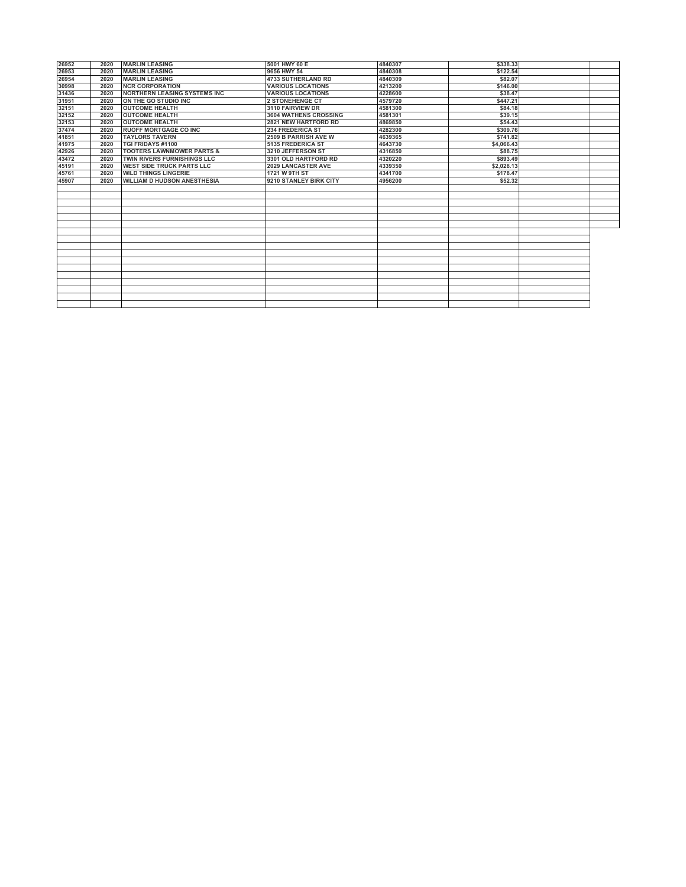| | | | | | | | |
|---|---|---|---|---|---|---|---|
| 26952 | 2020 | MARLIN LEASING | 5001 HWY 60 E | 4840307 | $338.33 | | |
| 26953 | 2020 | MARLIN LEASING | 9656 HWY 54 | 4840308 | $122.54 | | |
| 26954 | 2020 | MARLIN LEASING | 4733 SUTHERLAND RD | 4840309 | $82.07 | | |
| 30998 | 2020 | NCR CORPORATION | VARIOUS LOCATIONS | 4213200 | $146.00 | | |
| 31436 | 2020 | NORTHERN LEASING SYSTEMS INC | VARIOUS LOCATIONS | 4228600 | $38.47 | | |
| 31951 | 2020 | ON THE GO STUDIO INC | 2 STONEHENGE CT | 4579720 | $447.21 | | |
| 32151 | 2020 | OUTCOME HEALTH | 3110 FAIRVIEW DR | 4581300 | $84.18 | | |
| 32152 | 2020 | OUTCOME HEALTH | 3604 WATHENS CROSSING | 4581301 | $39.15 | | |
| 32153 | 2020 | OUTCOME HEALTH | 2821 NEW HARTFORD RD | 4869850 | $54.43 | | |
| 37474 | 2020 | RUOFF MORTGAGE CO INC | 234 FREDERICA ST | 4282300 | $309.76 | | |
| 41851 | 2020 | TAYLORS TAVERN | 2509 B PARRISH AVE W | 4639365 | $741.82 | | |
| 41975 | 2020 | TGI FRIDAYS #1100 | 5135 FREDERICA ST | 4643730 | $4,066.43 | | |
| 42926 | 2020 | TOOTERS LAWNMOWER PARTS & | 3210 JEFFERSON ST | 4316850 | $88.75 | | |
| 43472 | 2020 | TWIN RIVERS FURNISHINGS LLC | 3301 OLD HARTFORD RD | 4320220 | $893.49 | | |
| 45191 | 2020 | WEST SIDE TRUCK PARTS LLC | 2029 LANCASTER AVE | 4339350 | $2,028.13 | | |
| 45761 | 2020 | WILD THINGS LINGERIE | 1721 W 9TH ST | 4341700 | $178.47 | | |
| 45907 | 2020 | WILLIAM D HUDSON ANESTHESIA | 9210 STANLEY BIRK CITY | 4956200 | $52.32 | | |